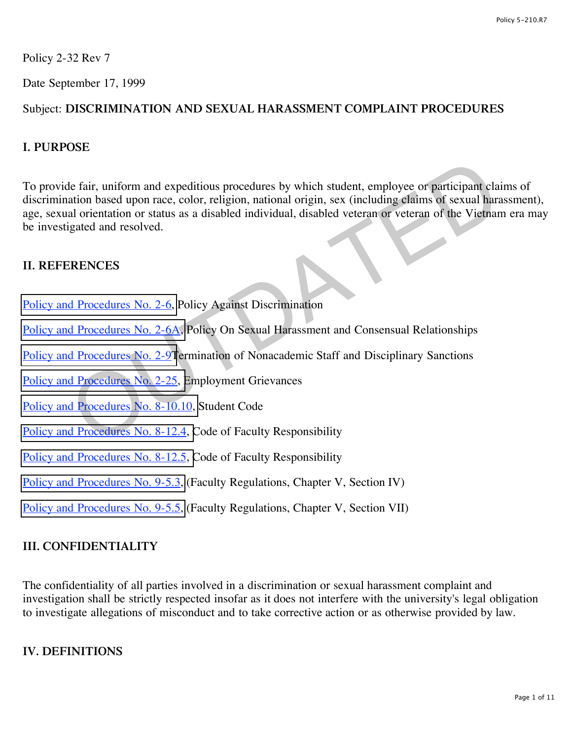Policy 2-32 Rev 7

Date September 17, 1999

Subject: **DISCRIMINATION AND SEXUAL HARASSMENT COMPLAINT PROCEDURES**

## I. PURPOSE

To provide fair, uniform and expeditious procedures by which student, employee or participant claims of discrimination based upon race, color, religion, national origin, sex (including claims of sexual harassment), age, sexual orientation or status as a disabled individual, disabled veteran or veteran of the Vietnam era may be investigated and resolved.

## II. REFERENCES

Policy and Procedures No. 2-6, Policy Against Discrimination

Policy and Procedures No. 2-6A, Policy On Sexual Harassment and Consensual Relationships

Policy and Procedures No. 2-9 Termination of Nonacademic Staff and Disciplinary Sanctions

Policy and Procedures No. 2-25, Employment Grievances

Policy and Procedures No. 8-10.10, Student Code

Policy and Procedures No. 8-12.4, Code of Faculty Responsibility

Policy and Procedures No. 8-12.5, Code of Faculty Responsibility

Policy and Procedures No. 9-5.3, (Faculty Regulations, Chapter V, Section IV)

Policy and Procedures No. 9-5.5, (Faculty Regulations, Chapter V, Section VII)

## III. CONFIDENTIALITY

The confidentiality of all parties involved in a discrimination or sexual harassment complaint and investigation shall be strictly respected insofar as it does not interfere with the university's legal obligation to investigate allegations of misconduct and to take corrective action or as otherwise provided by law.

## IV. DEFINITIONS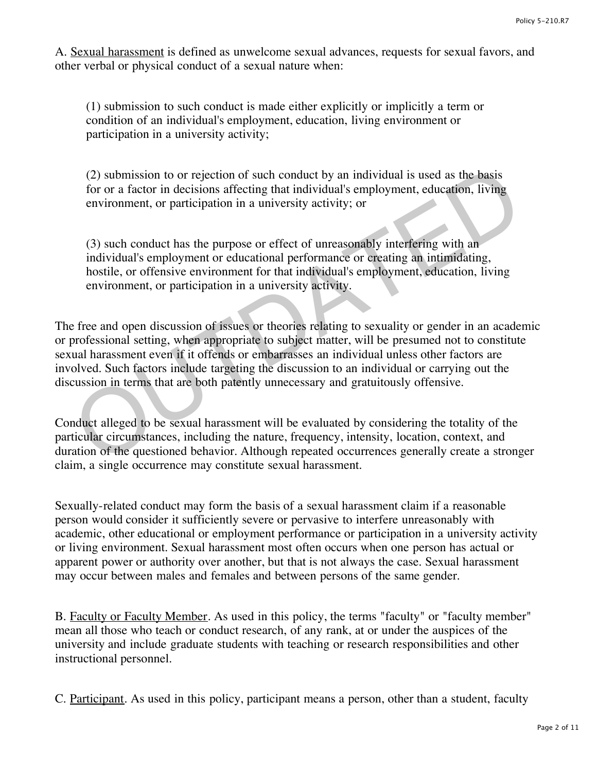A. Sexual harassment is defined as unwelcome sexual advances, requests for sexual favors, and other verbal or physical conduct of a sexual nature when:

> (1) submission to such conduct is made either explicitly or implicitly a term or condition of an individual's employment, education, living environment or participation in a university activity;
>
> (2) submission to or rejection of such conduct by an individual is used as the basis for or a factor in decisions affecting that individual's employment, education, living environment, or participation in a university activity; or
>
> (3) such conduct has the purpose or effect of unreasonably interfering with an individual's employment or educational performance or creating an intimidating, hostile, or offensive environment for that individual's employment, education, living environment, or participation in a university activity.

The free and open discussion of issues or theories relating to sexuality or gender in an academic or professional setting, when appropriate to subject matter, will be presumed not to constitute sexual harassment even if it offends or embarrasses an individual unless other factors are involved. Such factors include targeting the discussion to an individual or carrying out the discussion in terms that are both patently unnecessary and gratuitously offensive.

Conduct alleged to be sexual harassment will be evaluated by considering the totality of the particular circumstances, including the nature, frequency, intensity, location, context, and duration of the questioned behavior. Although repeated occurrences generally create a stronger claim, a single occurrence may constitute sexual harassment.

Sexually-related conduct may form the basis of a sexual harassment claim if a reasonable person would consider it sufficiently severe or pervasive to interfere unreasonably with academic, other educational or employment performance or participation in a university activity or living environment. Sexual harassment most often occurs when one person has actual or apparent power or authority over another, but that is not always the case. Sexual harassment may occur between males and females and between persons of the same gender.

B. Faculty or Faculty Member. As used in this policy, the terms "faculty" or "faculty member" mean all those who teach or conduct research, of any rank, at or under the auspices of the university and include graduate students with teaching or research responsibilities and other instructional personnel.

C. Participant. As used in this policy, participant means a person, other than a student, faculty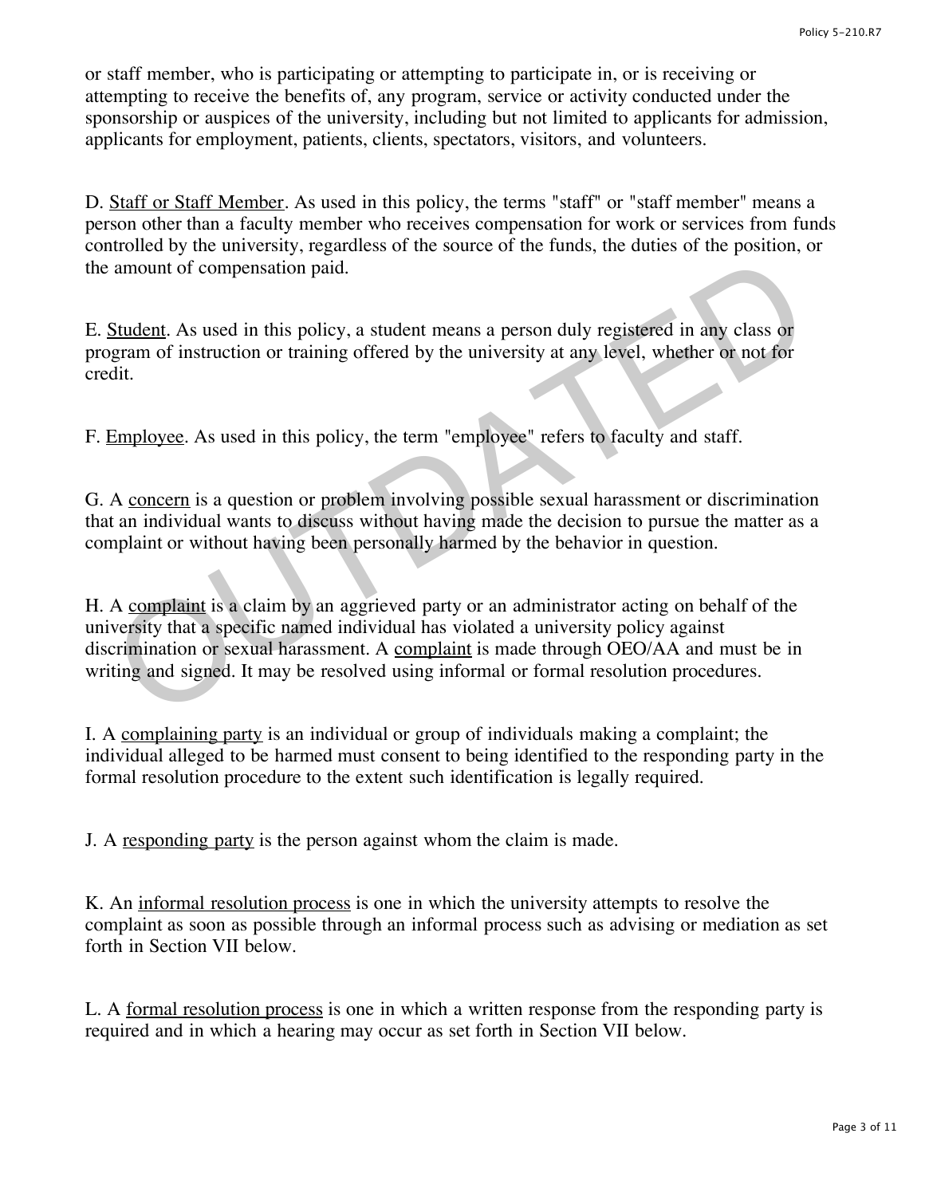or staff member, who is participating or attempting to participate in, or is receiving or attempting to receive the benefits of, any program, service or activity conducted under the sponsorship or auspices of the university, including but not limited to applicants for admission, applicants for employment, patients, clients, spectators, visitors, and volunteers.

D. Staff or Staff Member. As used in this policy, the terms "staff" or "staff member" means a person other than a faculty member who receives compensation for work or services from funds controlled by the university, regardless of the source of the funds, the duties of the position, or the amount of compensation paid.

E. Student. As used in this policy, a student means a person duly registered in any class or program of instruction or training offered by the university at any level, whether or not for credit.

F. Employee. As used in this policy, the term "employee" refers to faculty and staff.

G. A concern is a question or problem involving possible sexual harassment or discrimination that an individual wants to discuss without having made the decision to pursue the matter as a complaint or without having been personally harmed by the behavior in question.

H. A complaint is a claim by an aggrieved party or an administrator acting on behalf of the university that a specific named individual has violated a university policy against discrimination or sexual harassment. A complaint is made through OEO/AA and must be in writing and signed. It may be resolved using informal or formal resolution procedures.

I. A complaining party is an individual or group of individuals making a complaint; the individual alleged to be harmed must consent to being identified to the responding party in the formal resolution procedure to the extent such identification is legally required.

J. A responding party is the person against whom the claim is made.

K. An informal resolution process is one in which the university attempts to resolve the complaint as soon as possible through an informal process such as advising or mediation as set forth in Section VII below.

L. A formal resolution process is one in which a written response from the responding party is required and in which a hearing may occur as set forth in Section VII below.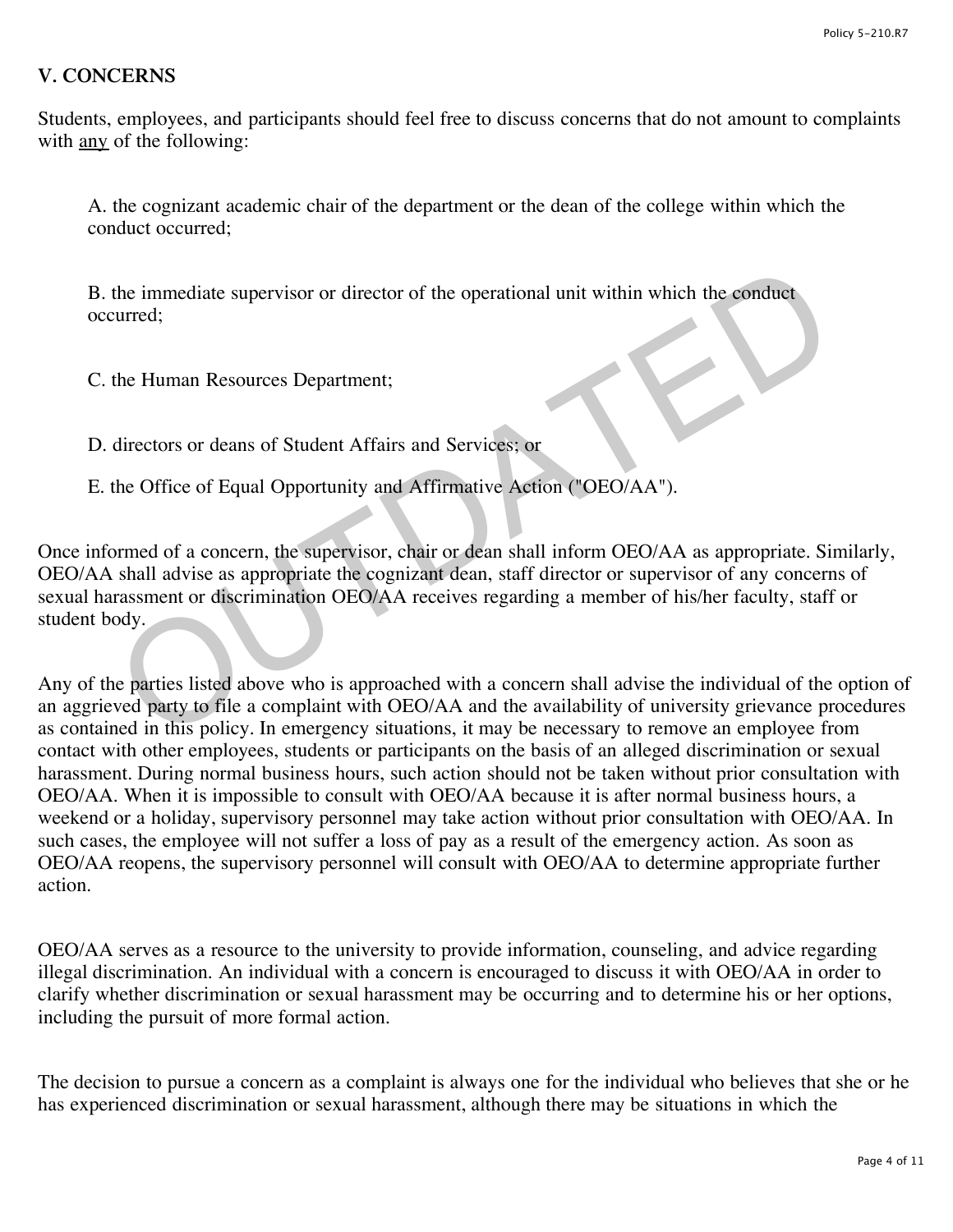## V. CONCERNS

Students, employees, and participants should feel free to discuss concerns that do not amount to complaints with <u>any</u> of the following:

A. the cognizant academic chair of the department or the dean of the college within which the conduct occurred;

B. the immediate supervisor or director of the operational unit within which the conduct occurred;

C. the Human Resources Department;

D. directors or deans of Student Affairs and Services; or

E. the Office of Equal Opportunity and Affirmative Action ("OEO/AA").

Once informed of a concern, the supervisor, chair or dean shall inform OEO/AA as appropriate. Similarly, OEO/AA shall advise as appropriate the cognizant dean, staff director or supervisor of any concerns of sexual harassment or discrimination OEO/AA receives regarding a member of his/her faculty, staff or student body.

Any of the parties listed above who is approached with a concern shall advise the individual of the option of an aggrieved party to file a complaint with OEO/AA and the availability of university grievance procedures as contained in this policy. In emergency situations, it may be necessary to remove an employee from contact with other employees, students or participants on the basis of an alleged discrimination or sexual harassment. During normal business hours, such action should not be taken without prior consultation with OEO/AA. When it is impossible to consult with OEO/AA because it is after normal business hours, a weekend or a holiday, supervisory personnel may take action without prior consultation with OEO/AA. In such cases, the employee will not suffer a loss of pay as a result of the emergency action. As soon as OEO/AA reopens, the supervisory personnel will consult with OEO/AA to determine appropriate further action.

OEO/AA serves as a resource to the university to provide information, counseling, and advice regarding illegal discrimination. An individual with a concern is encouraged to discuss it with OEO/AA in order to clarify whether discrimination or sexual harassment may be occurring and to determine his or her options, including the pursuit of more formal action.

The decision to pursue a concern as a complaint is always one for the individual who believes that she or he has experienced discrimination or sexual harassment, although there may be situations in which the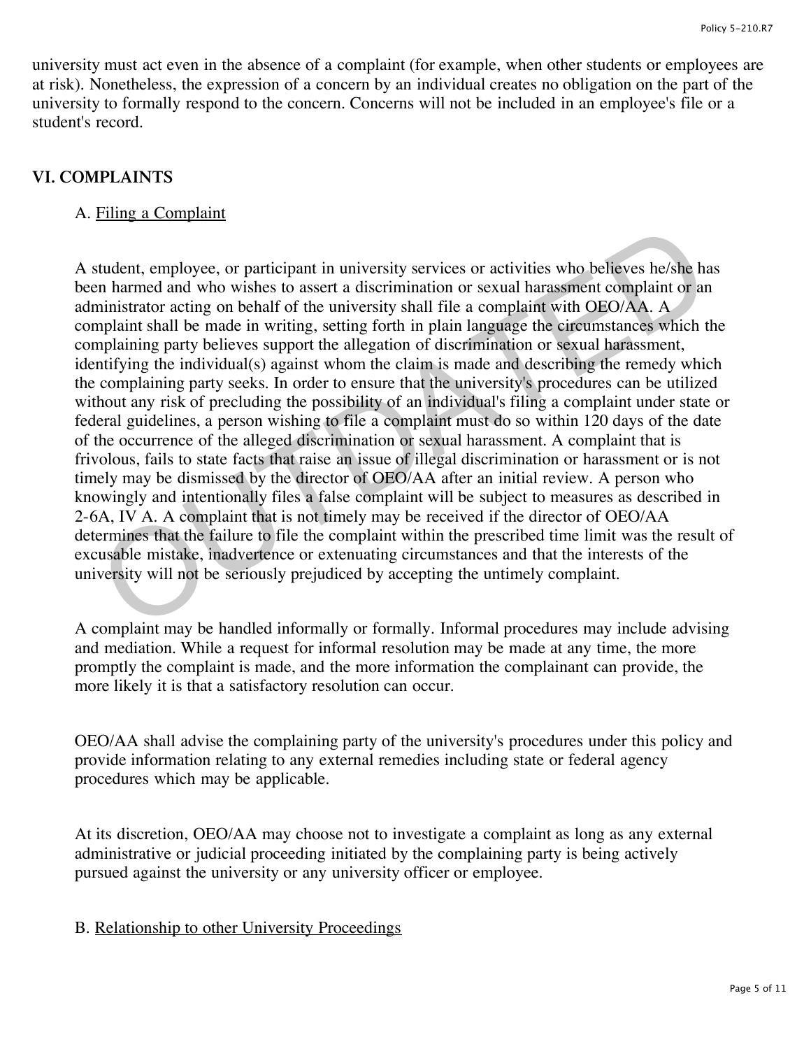university must act even in the absence of a complaint (for example, when other students or employees are at risk). Nonetheless, the expression of a concern by an individual creates no obligation on the part of the university to formally respond to the concern. Concerns will not be included in an employee's file or a student's record.

## VI. COMPLAINTS

### A. Filing a Complaint

A student, employee, or participant in university services or activities who believes he/she has been harmed and who wishes to assert a discrimination or sexual harassment complaint or an administrator acting on behalf of the university shall file a complaint with OEO/AA. A complaint shall be made in writing, setting forth in plain language the circumstances which the complaining party believes support the allegation of discrimination or sexual harassment, identifying the individual(s) against whom the claim is made and describing the remedy which the complaining party seeks. In order to ensure that the university's procedures can be utilized without any risk of precluding the possibility of an individual's filing a complaint under state or federal guidelines, a person wishing to file a complaint must do so within 120 days of the date of the occurrence of the alleged discrimination or sexual harassment. A complaint that is frivolous, fails to state facts that raise an issue of illegal discrimination or harassment or is not timely may be dismissed by the director of OEO/AA after an initial review. A person who knowingly and intentionally files a false complaint will be subject to measures as described in 2-6A, IV A. A complaint that is not timely may be received if the director of OEO/AA determines that the failure to file the complaint within the prescribed time limit was the result of excusable mistake, inadvertence or extenuating circumstances and that the interests of the university will not be seriously prejudiced by accepting the untimely complaint.

A complaint may be handled informally or formally. Informal procedures may include advising and mediation. While a request for informal resolution may be made at any time, the more promptly the complaint is made, and the more information the complainant can provide, the more likely it is that a satisfactory resolution can occur.

OEO/AA shall advise the complaining party of the university's procedures under this policy and provide information relating to any external remedies including state or federal agency procedures which may be applicable.

At its discretion, OEO/AA may choose not to investigate a complaint as long as any external administrative or judicial proceeding initiated by the complaining party is being actively pursued against the university or any university officer or employee.

### B. Relationship to other University Proceedings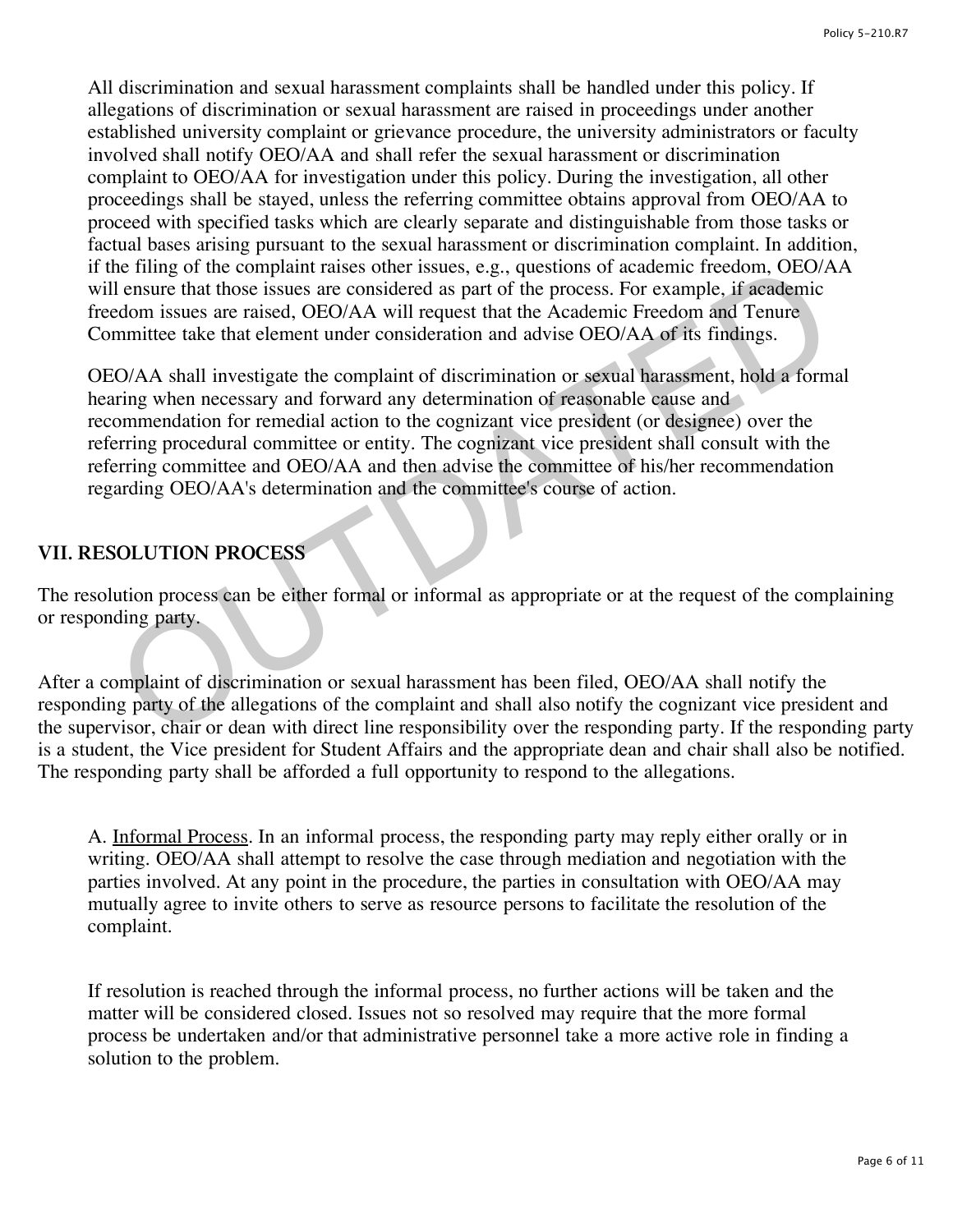All discrimination and sexual harassment complaints shall be handled under this policy. If allegations of discrimination or sexual harassment are raised in proceedings under another established university complaint or grievance procedure, the university administrators or faculty involved shall notify OEO/AA and shall refer the sexual harassment or discrimination complaint to OEO/AA for investigation under this policy. During the investigation, all other proceedings shall be stayed, unless the referring committee obtains approval from OEO/AA to proceed with specified tasks which are clearly separate and distinguishable from those tasks or factual bases arising pursuant to the sexual harassment or discrimination complaint. In addition, if the filing of the complaint raises other issues, e.g., questions of academic freedom, OEO/AA will ensure that those issues are considered as part of the process. For example, if academic freedom issues are raised, OEO/AA will request that the Academic Freedom and Tenure Committee take that element under consideration and advise OEO/AA of its findings.

OEO/AA shall investigate the complaint of discrimination or sexual harassment, hold a formal hearing when necessary and forward any determination of reasonable cause and recommendation for remedial action to the cognizant vice president (or designee) over the referring procedural committee or entity. The cognizant vice president shall consult with the referring committee and OEO/AA and then advise the committee of his/her recommendation regarding OEO/AA's determination and the committee's course of action.

## VII. RESOLUTION PROCESS

The resolution process can be either formal or informal as appropriate or at the request of the complaining or responding party.

After a complaint of discrimination or sexual harassment has been filed, OEO/AA shall notify the responding party of the allegations of the complaint and shall also notify the cognizant vice president and the supervisor, chair or dean with direct line responsibility over the responding party. If the responding party is a student, the Vice president for Student Affairs and the appropriate dean and chair shall also be notified. The responding party shall be afforded a full opportunity to respond to the allegations.

A. Informal Process. In an informal process, the responding party may reply either orally or in writing. OEO/AA shall attempt to resolve the case through mediation and negotiation with the parties involved. At any point in the procedure, the parties in consultation with OEO/AA may mutually agree to invite others to serve as resource persons to facilitate the resolution of the complaint.

If resolution is reached through the informal process, no further actions will be taken and the matter will be considered closed. Issues not so resolved may require that the more formal process be undertaken and/or that administrative personnel take a more active role in finding a solution to the problem.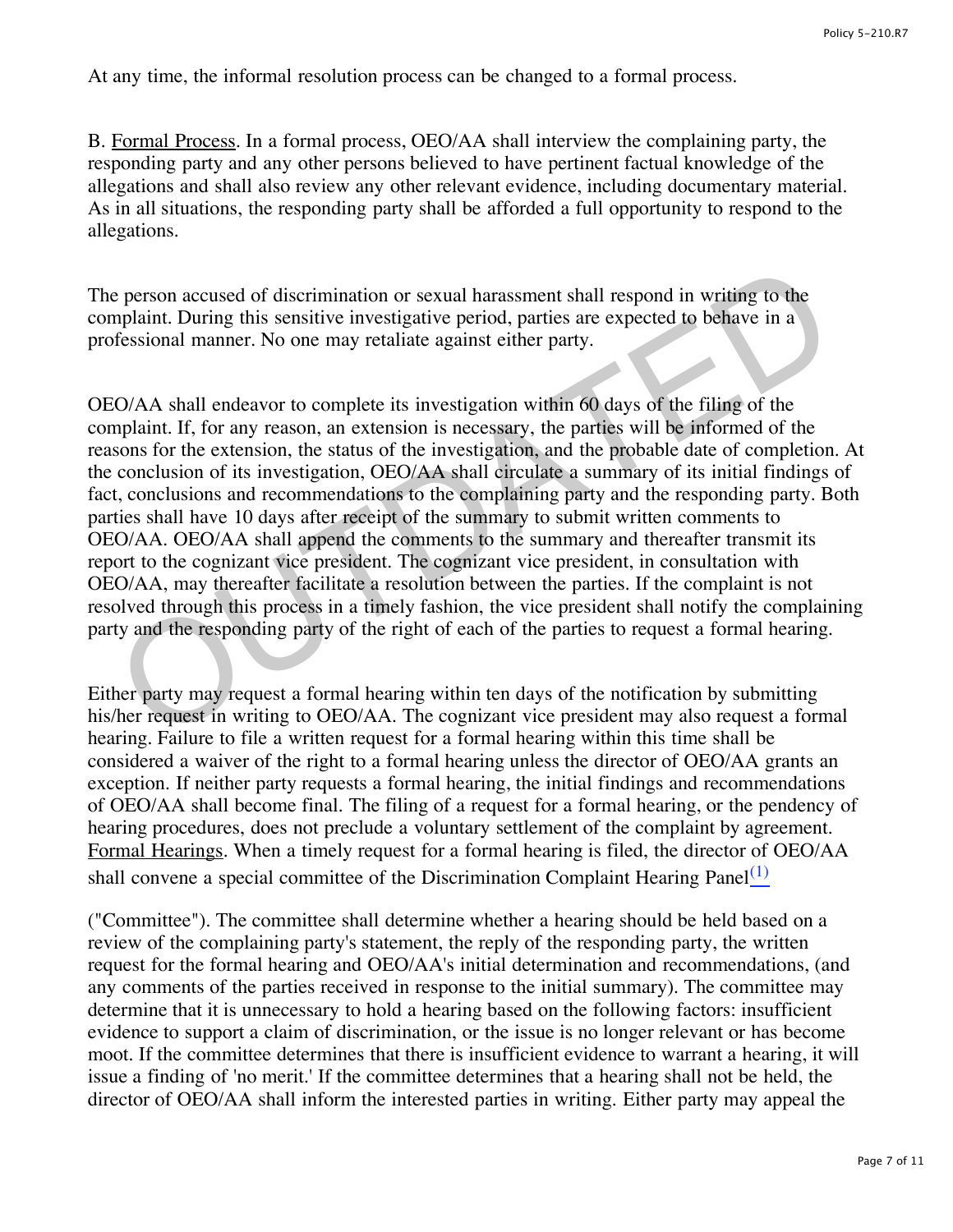At any time, the informal resolution process can be changed to a formal process.

B. Formal Process. In a formal process, OEO/AA shall interview the complaining party, the responding party and any other persons believed to have pertinent factual knowledge of the allegations and shall also review any other relevant evidence, including documentary material. As in all situations, the responding party shall be afforded a full opportunity to respond to the allegations.

The person accused of discrimination or sexual harassment shall respond in writing to the complaint. During this sensitive investigative period, parties are expected to behave in a professional manner. No one may retaliate against either party.

OEO/AA shall endeavor to complete its investigation within 60 days of the filing of the complaint. If, for any reason, an extension is necessary, the parties will be informed of the reasons for the extension, the status of the investigation, and the probable date of completion. At the conclusion of its investigation, OEO/AA shall circulate a summary of its initial findings of fact, conclusions and recommendations to the complaining party and the responding party. Both parties shall have 10 days after receipt of the summary to submit written comments to OEO/AA. OEO/AA shall append the comments to the summary and thereafter transmit its report to the cognizant vice president. The cognizant vice president, in consultation with OEO/AA, may thereafter facilitate a resolution between the parties. If the complaint is not resolved through this process in a timely fashion, the vice president shall notify the complaining party and the responding party of the right of each of the parties to request a formal hearing.

Either party may request a formal hearing within ten days of the notification by submitting his/her request in writing to OEO/AA. The cognizant vice president may also request a formal hearing. Failure to file a written request for a formal hearing within this time shall be considered a waiver of the right to a formal hearing unless the director of OEO/AA grants an exception. If neither party requests a formal hearing, the initial findings and recommendations of OEO/AA shall become final. The filing of a request for a formal hearing, or the pendency of hearing procedures, does not preclude a voluntary settlement of the complaint by agreement. Formal Hearings. When a timely request for a formal hearing is filed, the director of OEO/AA shall convene a special committee of the Discrimination Complaint Hearing Panel[(1)]

("Committee"). The committee shall determine whether a hearing should be held based on a review of the complaining party's statement, the reply of the responding party, the written request for the formal hearing and OEO/AA's initial determination and recommendations, (and any comments of the parties received in response to the initial summary). The committee may determine that it is unnecessary to hold a hearing based on the following factors: insufficient evidence to support a claim of discrimination, or the issue is no longer relevant or has become moot. If the committee determines that there is insufficient evidence to warrant a hearing, it will issue a finding of 'no merit.' If the committee determines that a hearing shall not be held, the director of OEO/AA shall inform the interested parties in writing. Either party may appeal the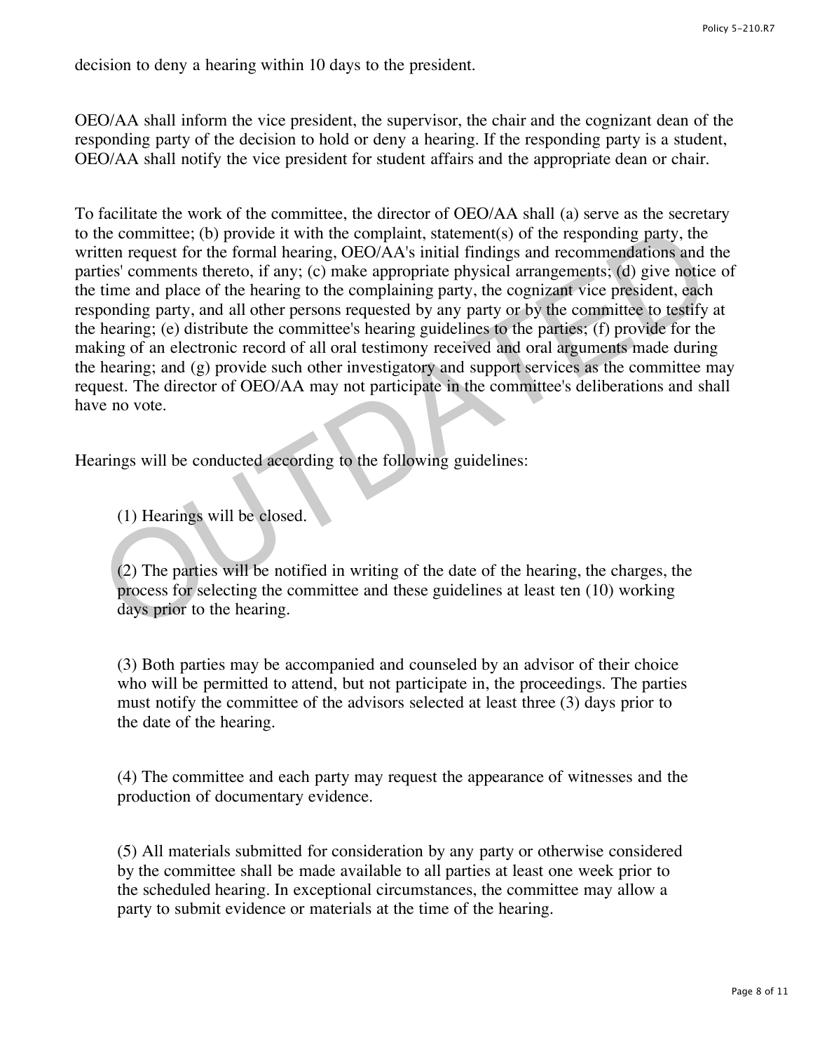decision to deny a hearing within 10 days to the president.

OEO/AA shall inform the vice president, the supervisor, the chair and the cognizant dean of the responding party of the decision to hold or deny a hearing. If the responding party is a student, OEO/AA shall notify the vice president for student affairs and the appropriate dean or chair.

To facilitate the work of the committee, the director of OEO/AA shall (a) serve as the secretary to the committee; (b) provide it with the complaint, statement(s) of the responding party, the written request for the formal hearing, OEO/AA's initial findings and recommendations and the parties' comments thereto, if any; (c) make appropriate physical arrangements; (d) give notice of the time and place of the hearing to the complaining party, the cognizant vice president, each responding party, and all other persons requested by any party or by the committee to testify at the hearing; (e) distribute the committee's hearing guidelines to the parties; (f) provide for the making of an electronic record of all oral testimony received and oral arguments made during the hearing; and (g) provide such other investigatory and support services as the committee may request. The director of OEO/AA may not participate in the committee's deliberations and shall have no vote.

Hearings will be conducted according to the following guidelines:

(1) Hearings will be closed.

(2) The parties will be notified in writing of the date of the hearing, the charges, the process for selecting the committee and these guidelines at least ten (10) working days prior to the hearing.

(3) Both parties may be accompanied and counseled by an advisor of their choice who will be permitted to attend, but not participate in, the proceedings. The parties must notify the committee of the advisors selected at least three (3) days prior to the date of the hearing.

(4) The committee and each party may request the appearance of witnesses and the production of documentary evidence.

(5) All materials submitted for consideration by any party or otherwise considered by the committee shall be made available to all parties at least one week prior to the scheduled hearing. In exceptional circumstances, the committee may allow a party to submit evidence or materials at the time of the hearing.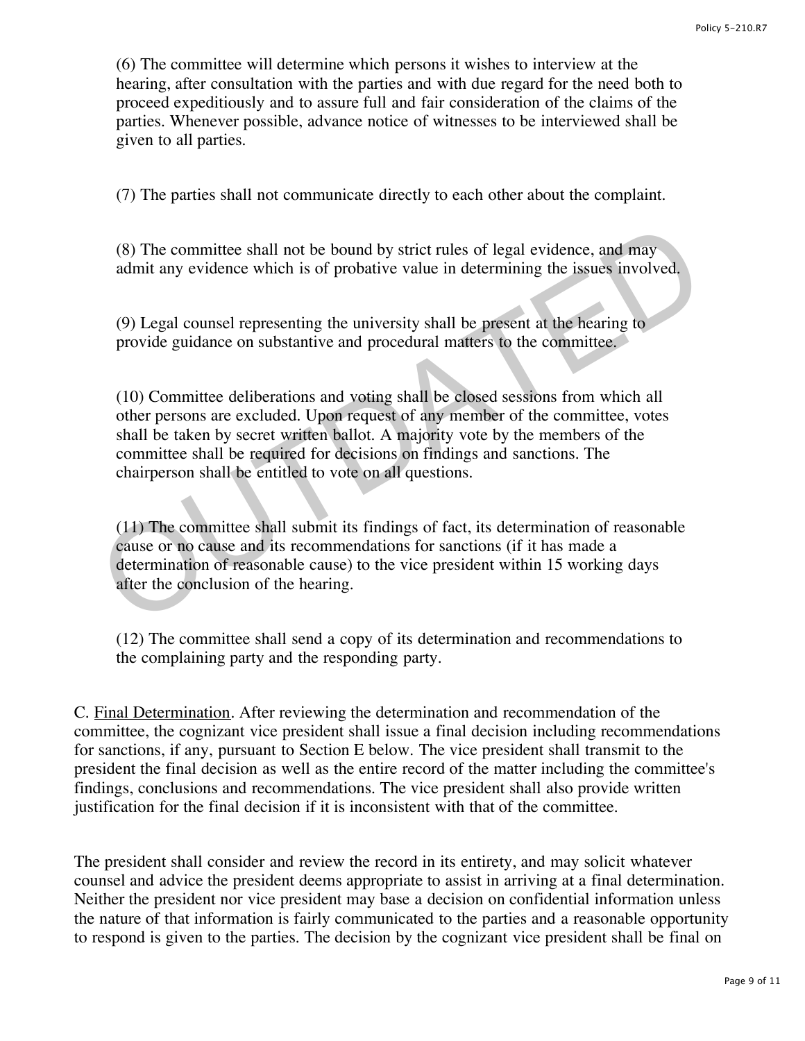(6) The committee will determine which persons it wishes to interview at the hearing, after consultation with the parties and with due regard for the need both to proceed expeditiously and to assure full and fair consideration of the claims of the parties. Whenever possible, advance notice of witnesses to be interviewed shall be given to all parties.

(7) The parties shall not communicate directly to each other about the complaint.

(8) The committee shall not be bound by strict rules of legal evidence, and may admit any evidence which is of probative value in determining the issues involved.

(9) Legal counsel representing the university shall be present at the hearing to provide guidance on substantive and procedural matters to the committee.

(10) Committee deliberations and voting shall be closed sessions from which all other persons are excluded. Upon request of any member of the committee, votes shall be taken by secret written ballot. A majority vote by the members of the committee shall be required for decisions on findings and sanctions. The chairperson shall be entitled to vote on all questions.

(11) The committee shall submit its findings of fact, its determination of reasonable cause or no cause and its recommendations for sanctions (if it has made a determination of reasonable cause) to the vice president within 15 working days after the conclusion of the hearing.

(12) The committee shall send a copy of its determination and recommendations to the complaining party and the responding party.

C. <u>Final Determination</u>. After reviewing the determination and recommendation of the committee, the cognizant vice president shall issue a final decision including recommendations for sanctions, if any, pursuant to Section E below. The vice president shall transmit to the president the final decision as well as the entire record of the matter including the committee's findings, conclusions and recommendations. The vice president shall also provide written justification for the final decision if it is inconsistent with that of the committee.

The president shall consider and review the record in its entirety, and may solicit whatever counsel and advice the president deems appropriate to assist in arriving at a final determination. Neither the president nor vice president may base a decision on confidential information unless the nature of that information is fairly communicated to the parties and a reasonable opportunity to respond is given to the parties. The decision by the cognizant vice president shall be final on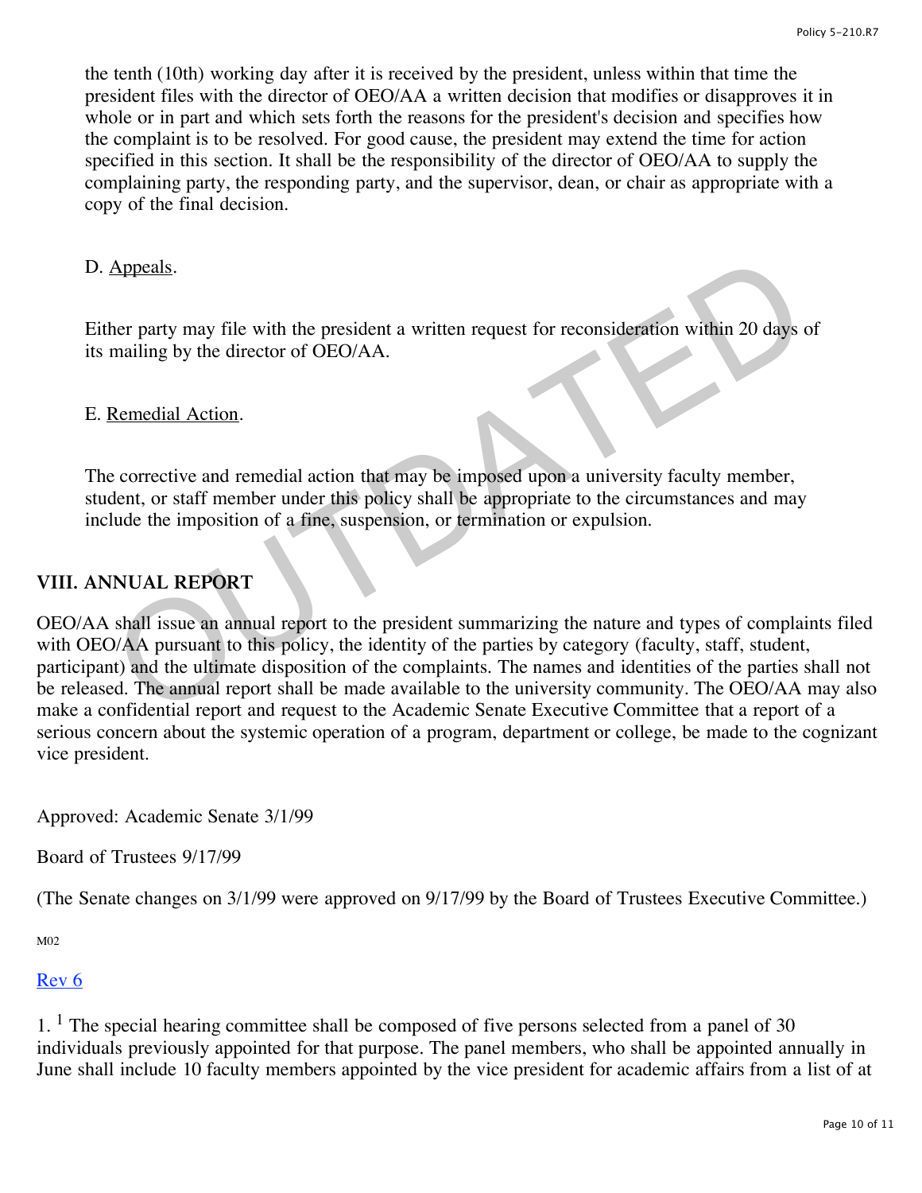the tenth (10th) working day after it is received by the president, unless within that time the president files with the director of OEO/AA a written decision that modifies or disapproves it in whole or in part and which sets forth the reasons for the president's decision and specifies how the complaint is to be resolved. For good cause, the president may extend the time for action specified in this section. It shall be the responsibility of the director of OEO/AA to supply the complaining party, the responding party, and the supervisor, dean, or chair as appropriate with a copy of the final decision.

D. Appeals.

Either party may file with the president a written request for reconsideration within 20 days of its mailing by the director of OEO/AA.

E. Remedial Action.

The corrective and remedial action that may be imposed upon a university faculty member, student, or staff member under this policy shall be appropriate to the circumstances and may include the imposition of a fine, suspension, or termination or expulsion.

## VIII. ANNUAL REPORT

OEO/AA shall issue an annual report to the president summarizing the nature and types of complaints filed with OEO/AA pursuant to this policy, the identity of the parties by category (faculty, staff, student, participant) and the ultimate disposition of the complaints. The names and identities of the parties shall not be released. The annual report shall be made available to the university community. The OEO/AA may also make a confidential report and request to the Academic Senate Executive Committee that a report of a serious concern about the systemic operation of a program, department or college, be made to the cognizant vice president.

Approved: Academic Senate 3/1/99

Board of Trustees 9/17/99

(The Senate changes on 3/1/99 were approved on 9/17/99 by the Board of Trustees Executive Committee.)

M02

Rev 6

1. [1] The special hearing committee shall be composed of five persons selected from a panel of 30 individuals previously appointed for that purpose. The panel members, who shall be appointed annually in June shall include 10 faculty members appointed by the vice president for academic affairs from a list of at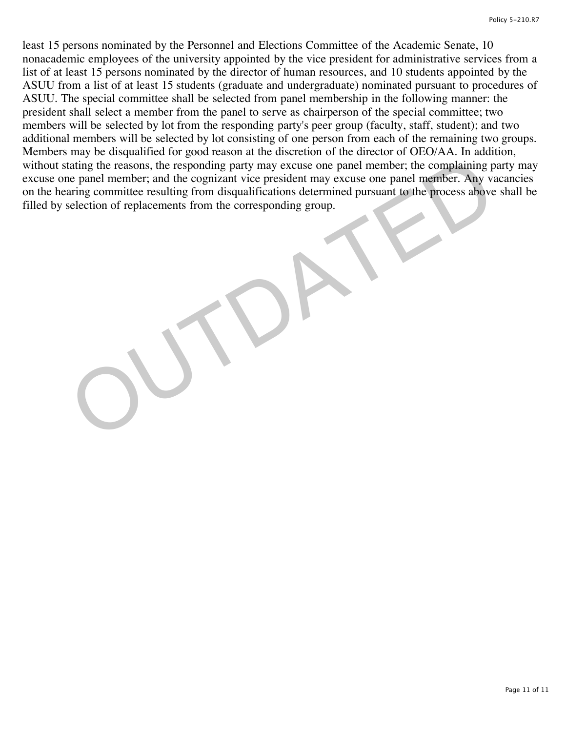least 15 persons nominated by the Personnel and Elections Committee of the Academic Senate, 10 nonacademic employees of the university appointed by the vice president for administrative services from a list of at least 15 persons nominated by the director of human resources, and 10 students appointed by the ASUU from a list of at least 15 students (graduate and undergraduate) nominated pursuant to procedures of ASUU. The special committee shall be selected from panel membership in the following manner: the president shall select a member from the panel to serve as chairperson of the special committee; two members will be selected by lot from the responding party's peer group (faculty, staff, student); and two additional members will be selected by lot consisting of one person from each of the remaining two groups. Members may be disqualified for good reason at the discretion of the director of OEO/AA. In addition, without stating the reasons, the responding party may excuse one panel member; the complaining party may excuse one panel member; and the cognizant vice president may excuse one panel member. Any vacancies on the hearing committee resulting from disqualifications determined pursuant to the process above shall be filled by selection of replacements from the corresponding group.